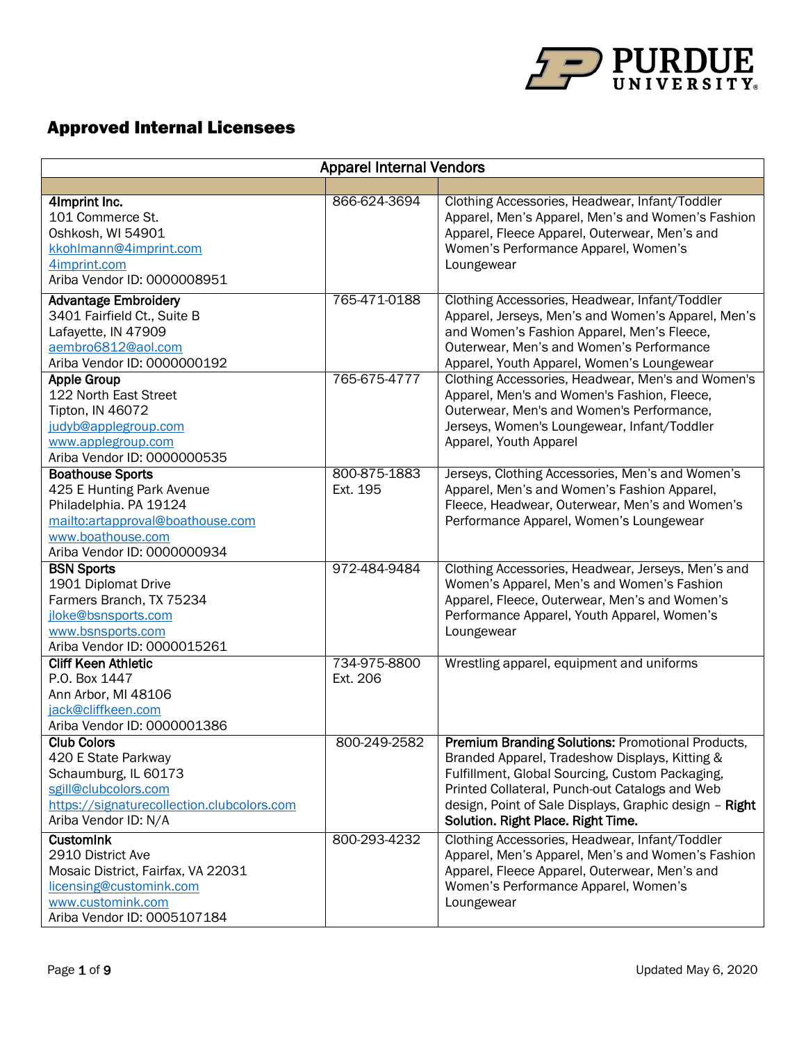# Approved Internal Licensees

| Apparel Internal Vendors | | |
|---|---|---|
| | | |
| **4Imprint Inc.**<br>101 Commerce St.<br>Oshkosh, WI 54901<br>kkohlmann@4imprint.com<br>4imprint.com<br>Ariba Vendor ID: 0000008951 | 866-624-3694 | Clothing Accessories, Headwear, Infant/Toddler Apparel, Men's Apparel, Men's and Women's Fashion Apparel, Fleece Apparel, Outerwear, Men's and Women's Performance Apparel, Women's Loungewear |
| **Advantage Embroidery**<br>3401 Fairfield Ct., Suite B<br>Lafayette, IN 47909<br>aembro6812@aol.com<br>Ariba Vendor ID: 0000000192 | 765-471-0188 | Clothing Accessories, Headwear, Infant/Toddler Apparel, Jerseys, Men's and Women's Apparel, Men's and Women's Fashion Apparel, Men's Fleece, Outerwear, Men's and Women's Performance Apparel, Youth Apparel, Women's Loungewear |
| **Apple Group**<br>122 North East Street<br>Tipton, IN 46072<br>judyb@applegroup.com<br>www.applegroup.com<br>Ariba Vendor ID: 0000000535 | 765-675-4777 | Clothing Accessories, Headwear, Men's and Women's Apparel, Men's and Women's Fashion, Fleece, Outerwear, Men's and Women's Performance, Jerseys, Women's Loungewear, Infant/Toddler Apparel, Youth Apparel |
| **Boathouse Sports**<br>425 E Hunting Park Avenue<br>Philadelphia. PA 19124<br>mailto:artapproval@boathouse.com<br>www.boathouse.com<br>Ariba Vendor ID: 0000000934 | 800-875-1883 Ext. 195 | Jerseys, Clothing Accessories, Men's and Women's Apparel, Men's and Women's Fashion Apparel, Fleece, Headwear, Outerwear, Men's and Women's Performance Apparel, Women's Loungewear |
| **BSN Sports**<br>1901 Diplomat Drive<br>Farmers Branch, TX 75234<br>jloke@bsnsports.com<br>www.bsnsports.com<br>Ariba Vendor ID: 0000015261 | 972-484-9484 | Clothing Accessories, Headwear, Jerseys, Men's and Women's Apparel, Men's and Women's Fashion Apparel, Fleece, Outerwear, Men's and Women's Performance Apparel, Youth Apparel, Women's Loungewear |
| **Cliff Keen Athletic**<br>P.O. Box 1447<br>Ann Arbor, MI 48106<br>jack@cliffkeen.com<br>Ariba Vendor ID: 0000001386 | 734-975-8800 Ext. 206 | Wrestling apparel, equipment and uniforms |
| **Club Colors**<br>420 E State Parkway<br>Schaumburg, IL 60173<br>sgill@clubcolors.com<br>https://signaturecollection.clubcolors.com<br>Ariba Vendor ID: N/A | 800-249-2582 | **Premium Branding Solutions:** Promotional Products, Branded Apparel, Tradeshow Displays, Kitting & Fulfillment, Global Sourcing, Custom Packaging, Printed Collateral, Punch-out Catalogs and Web design, Point of Sale Displays, Graphic design – **Right Solution. Right Place. Right Time.** |
| **CustomInk**<br>2910 District Ave<br>Mosaic District, Fairfax, VA 22031<br>licensing@customink.com<br>www.customink.com<br>Ariba Vendor ID: 0005107184 | 800-293-4232 | Clothing Accessories, Headwear, Infant/Toddler Apparel, Men's Apparel, Men's and Women's Fashion Apparel, Fleece Apparel, Outerwear, Men's and Women's Performance Apparel, Women's Loungewear |

Updated May 6, 2020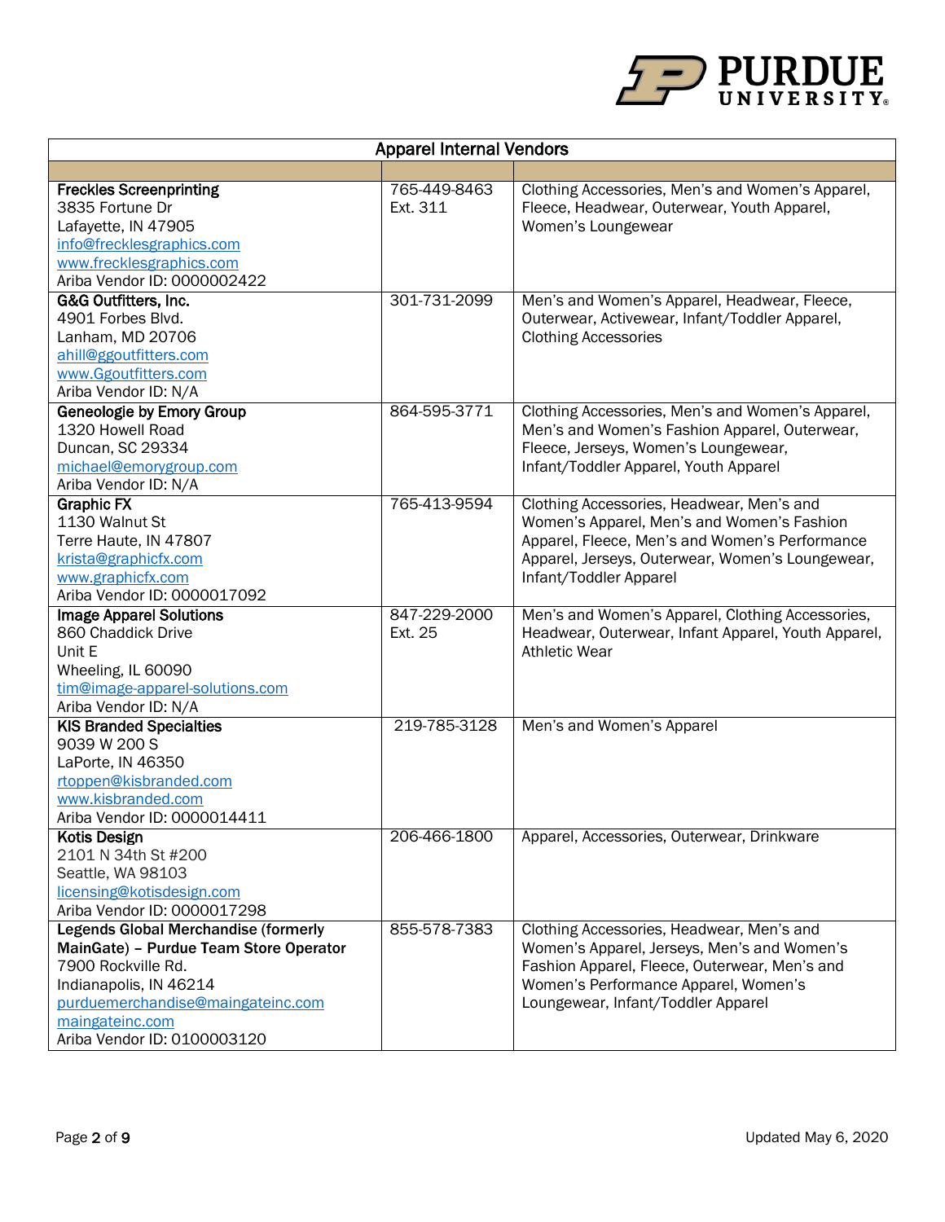| Apparel Internal Vendors | | |
|---|---|---|
| | | |
| **Freckles Screenprinting**<br>3835 Fortune Dr<br>Lafayette, IN 47905<br>info@frecklesgraphics.com<br>www.frecklesgraphics.com<br>Ariba Vendor ID: 0000002422 | 765-449-8463 Ext. 311 | Clothing Accessories, Men's and Women's Apparel, Fleece, Headwear, Outerwear, Youth Apparel, Women's Loungewear |
| **G&G Outfitters, Inc.**<br>4901 Forbes Blvd.<br>Lanham, MD 20706<br>ahill@ggoutfitters.com<br>www.Ggoutfitters.com<br>Ariba Vendor ID: N/A | 301-731-2099 | Men's and Women's Apparel, Headwear, Fleece, Outerwear, Activewear, Infant/Toddler Apparel, Clothing Accessories |
| **Geneologie by Emory Group**<br>1320 Howell Road<br>Duncan, SC 29334<br>michael@emorygroup.com<br>Ariba Vendor ID: N/A | 864-595-3771 | Clothing Accessories, Men's and Women's Apparel, Men's and Women's Fashion Apparel, Outerwear, Fleece, Jerseys, Women's Loungewear, Infant/Toddler Apparel, Youth Apparel |
| **Graphic FX**<br>1130 Walnut St<br>Terre Haute, IN 47807<br>krista@graphicfx.com<br>www.graphicfx.com<br>Ariba Vendor ID: 0000017092 | 765-413-9594 | Clothing Accessories, Headwear, Men's and Women's Apparel, Men's and Women's Fashion Apparel, Fleece, Men's and Women's Performance Apparel, Jerseys, Outerwear, Women's Loungewear, Infant/Toddler Apparel |
| **Image Apparel Solutions**<br>860 Chaddick Drive<br>Unit E<br>Wheeling, IL 60090<br>tim@image-apparel-solutions.com<br>Ariba Vendor ID: N/A | 847-229-2000 Ext. 25 | Men's and Women's Apparel, Clothing Accessories, Headwear, Outerwear, Infant Apparel, Youth Apparel, Athletic Wear |
| **KIS Branded Specialties**<br>9039 W 200 S<br>LaPorte, IN 46350<br>rtoppen@kisbranded.com<br>www.kisbranded.com<br>Ariba Vendor ID: 0000014411 | 219-785-3128 | Men's and Women's Apparel |
| **Kotis Design**<br>2101 N 34th St #200<br>Seattle, WA 98103<br>licensing@kotisdesign.com<br>Ariba Vendor ID: 0000017298 | 206-466-1800 | Apparel, Accessories, Outerwear, Drinkware |
| **Legends Global Merchandise (formerly MainGate) – Purdue Team Store Operator**<br>7900 Rockville Rd.<br>Indianapolis, IN 46214<br>purduemerchandise@maingateinc.com<br>maingateinc.com<br>Ariba Vendor ID: 0100003120 | 855-578-7383 | Clothing Accessories, Headwear, Men's and Women's Apparel, Jerseys, Men's and Women's Fashion Apparel, Fleece, Outerwear, Men's and Women's Performance Apparel, Women's Loungewear, Infant/Toddler Apparel |

Updated May 6, 2020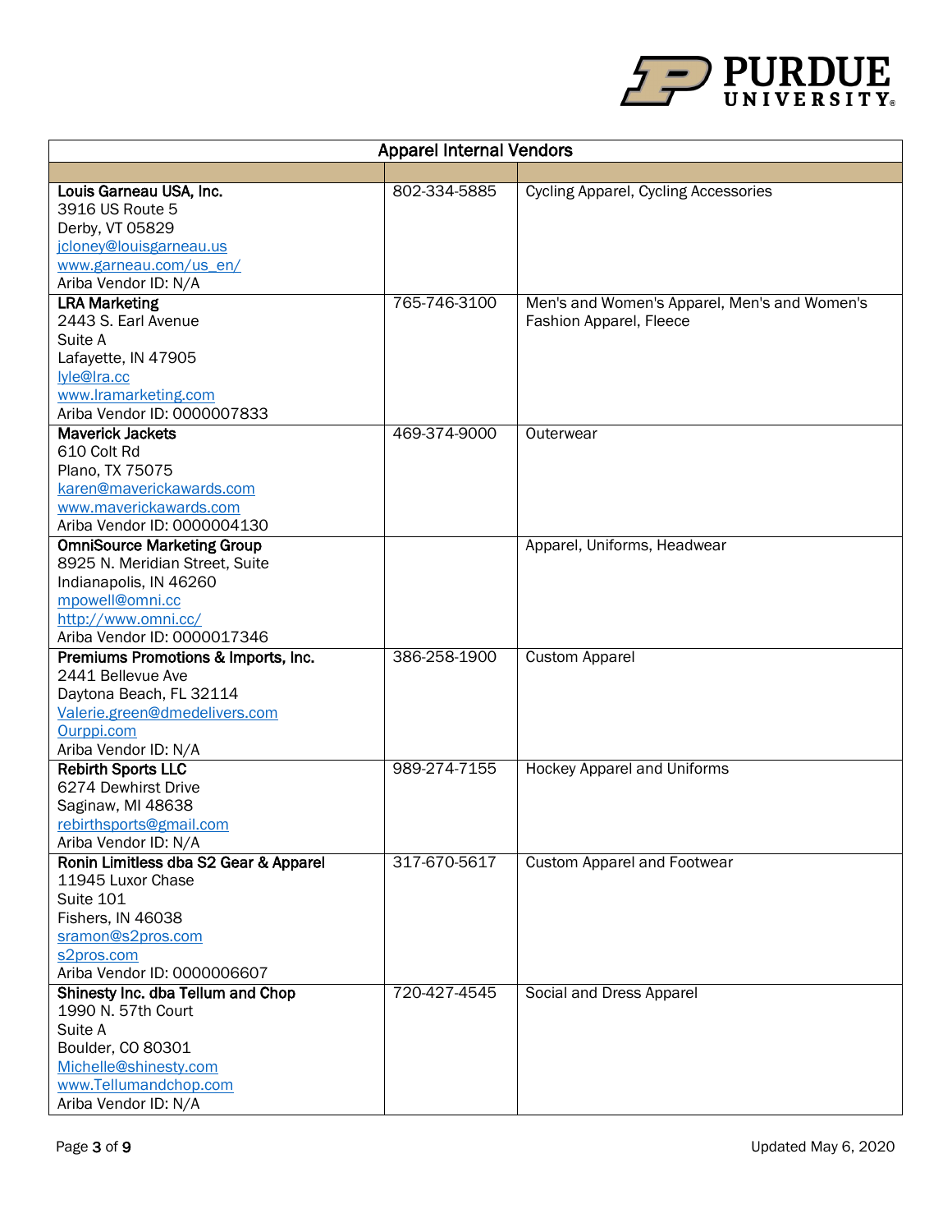| Apparel Internal Vendors | | |
|---|---|---|
| | | |
| **Louis Garneau USA, Inc.**<br>3916 US Route 5<br>Derby, VT 05829<br>jcloney@louisgarneau.us<br>www.garneau.com/us_en/<br>Ariba Vendor ID: N/A | 802-334-5885 | Cycling Apparel, Cycling Accessories |
| **LRA Marketing**<br>2443 S. Earl Avenue<br>Suite A<br>Lafayette, IN 47905<br>lyle@lra.cc<br>www.lramarketing.com<br>Ariba Vendor ID: 0000007833 | 765-746-3100 | Men's and Women's Apparel, Men's and Women's Fashion Apparel, Fleece |
| **Maverick Jackets**<br>610 Colt Rd<br>Plano, TX 75075<br>karen@maverickawards.com<br>www.maverickawards.com<br>Ariba Vendor ID: 0000004130 | 469-374-9000 | Outerwear |
| **OmniSource Marketing Group**<br>8925 N. Meridian Street, Suite<br>Indianapolis, IN 46260<br>mpowell@omni.cc<br>http://www.omni.cc/<br>Ariba Vendor ID: 0000017346 | | Apparel, Uniforms, Headwear |
| **Premiums Promotions & Imports, Inc.**<br>2441 Bellevue Ave<br>Daytona Beach, FL 32114<br>Valerie.green@dmedelivers.com<br>Ourppi.com<br>Ariba Vendor ID: N/A | 386-258-1900 | Custom Apparel |
| **Rebirth Sports LLC**<br>6274 Dewhirst Drive<br>Saginaw, MI 48638<br>rebirthsports@gmail.com<br>Ariba Vendor ID: N/A | 989-274-7155 | Hockey Apparel and Uniforms |
| **Ronin Limitless dba S2 Gear & Apparel**<br>11945 Luxor Chase<br>Suite 101<br>Fishers, IN 46038<br>sramon@s2pros.com<br>s2pros.com<br>Ariba Vendor ID: 0000006607 | 317-670-5617 | Custom Apparel and Footwear |
| **Shinesty Inc. dba Tellum and Chop**<br>1990 N. 57th Court<br>Suite A<br>Boulder, CO 80301<br>Michelle@shinesty.com<br>www.Tellumandchop.com<br>Ariba Vendor ID: N/A | 720-427-4545 | Social and Dress Apparel |

Updated May 6, 2020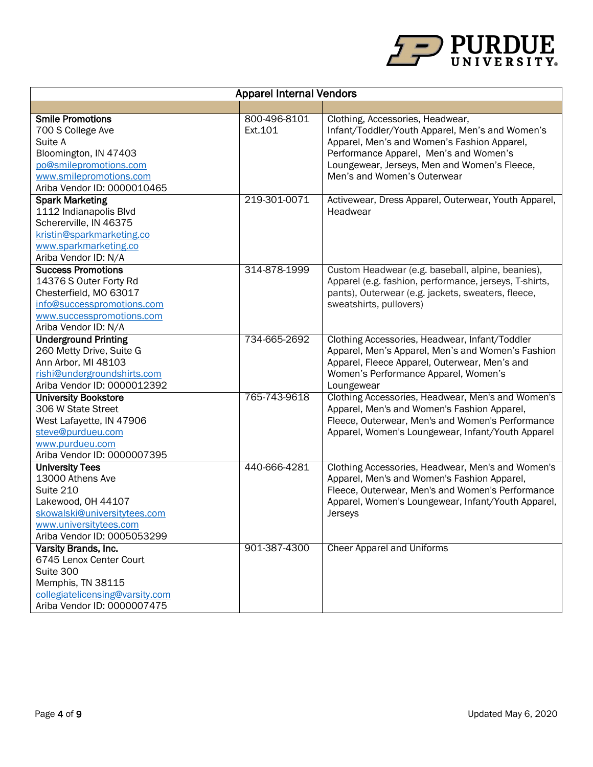| Apparel Internal Vendors | | |
|---|---|---|
| | | |
| **Smile Promotions**<br>700 S College Ave<br>Suite A<br>Bloomington, IN 47403<br>po@smilepromotions.com<br>www.smilepromotions.com<br>Ariba Vendor ID: 0000010465 | 800-496-8101 Ext.101 | Clothing, Accessories, Headwear, Infant/Toddler/Youth Apparel, Men's and Women's Apparel, Men's and Women's Fashion Apparel, Performance Apparel, Men's and Women's Loungewear, Jerseys, Men and Women's Fleece, Men's and Women's Outerwear |
| **Spark Marketing**<br>1112 Indianapolis Blvd<br>Schererville, IN 46375<br>kristin@sparkmarketing.co<br>www.sparkmarketing.co<br>Ariba Vendor ID: N/A | 219-301-0071 | Activewear, Dress Apparel, Outerwear, Youth Apparel, Headwear |
| **Success Promotions**<br>14376 S Outer Forty Rd<br>Chesterfield, MO 63017<br>info@successpromotions.com<br>www.successpromotions.com<br>Ariba Vendor ID: N/A | 314-878-1999 | Custom Headwear (e.g. baseball, alpine, beanies), Apparel (e.g. fashion, performance, jerseys, T-shirts, pants), Outerwear (e.g. jackets, sweaters, fleece, sweatshirts, pullovers) |
| **Underground Printing**<br>260 Metty Drive, Suite G<br>Ann Arbor, MI 48103<br>rishi@undergroundshirts.com<br>Ariba Vendor ID: 0000012392 | 734-665-2692 | Clothing Accessories, Headwear, Infant/Toddler Apparel, Men's Apparel, Men's and Women's Fashion Apparel, Fleece Apparel, Outerwear, Men's and Women's Performance Apparel, Women's Loungewear |
| **University Bookstore**<br>306 W State Street<br>West Lafayette, IN 47906<br>steve@purdueu.com<br>www.purdueu.com<br>Ariba Vendor ID: 0000007395 | 765-743-9618 | Clothing Accessories, Headwear, Men's and Women's Apparel, Men's and Women's Fashion Apparel, Fleece, Outerwear, Men's and Women's Performance Apparel, Women's Loungewear, Infant/Youth Apparel |
| **University Tees**<br>13000 Athens Ave<br>Suite 210<br>Lakewood, OH 44107<br>skowalski@universitytees.com<br>www.universitytees.com<br>Ariba Vendor ID: 0005053299 | 440-666-4281 | Clothing Accessories, Headwear, Men's and Women's Apparel, Men's and Women's Fashion Apparel, Fleece, Outerwear, Men's and Women's Performance Apparel, Women's Loungewear, Infant/Youth Apparel, Jerseys |
| **Varsity Brands, Inc.**<br>6745 Lenox Center Court<br>Suite 300<br>Memphis, TN 38115<br>collegiatelicensing@varsity.com<br>Ariba Vendor ID: 0000007475 | 901-387-4300 | Cheer Apparel and Uniforms |

Updated May 6, 2020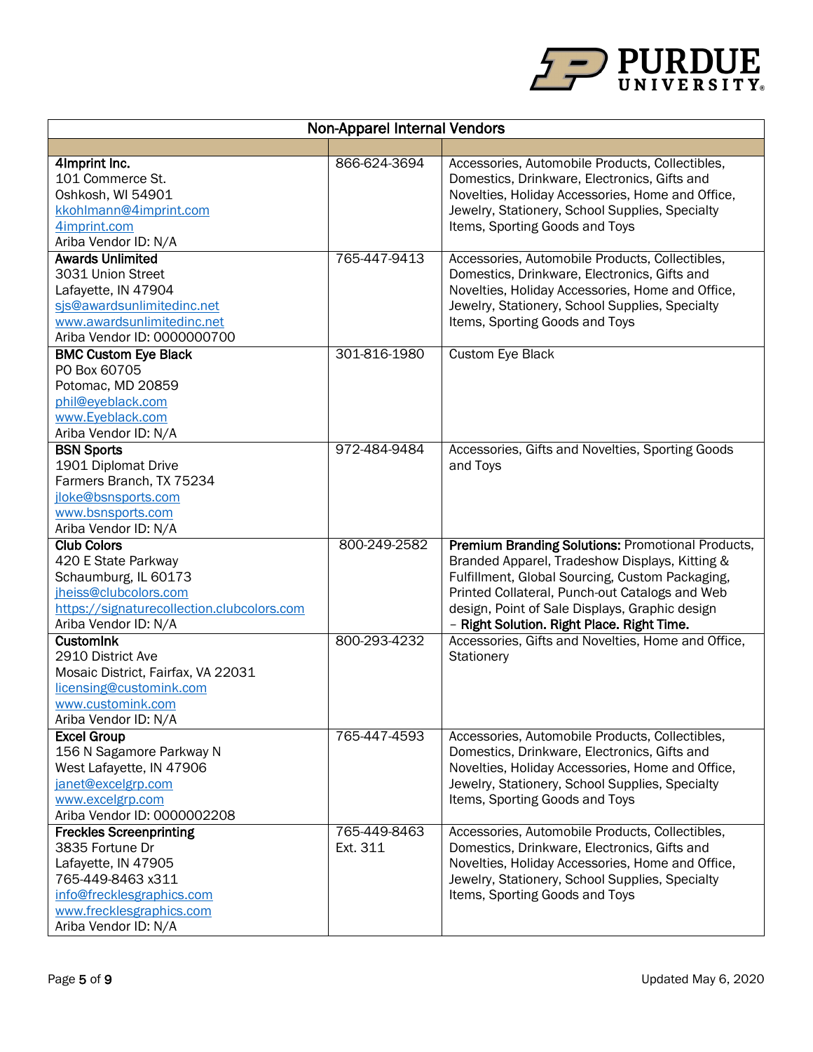| Non-Apparel Internal Vendors | | |
|---|---|---|
| | | |
| **4Imprint Inc.**<br>101 Commerce St.<br>Oshkosh, WI 54901<br>kkohlmann@4imprint.com<br>4imprint.com<br>Ariba Vendor ID: N/A | 866-624-3694 | Accessories, Automobile Products, Collectibles, Domestics, Drinkware, Electronics, Gifts and Novelties, Holiday Accessories, Home and Office, Jewelry, Stationery, School Supplies, Specialty Items, Sporting Goods and Toys |
| **Awards Unlimited**<br>3031 Union Street<br>Lafayette, IN 47904<br>sjs@awardsunlimitedinc.net<br>www.awardsunlimitedinc.net<br>Ariba Vendor ID: 0000000700 | 765-447-9413 | Accessories, Automobile Products, Collectibles, Domestics, Drinkware, Electronics, Gifts and Novelties, Holiday Accessories, Home and Office, Jewelry, Stationery, School Supplies, Specialty Items, Sporting Goods and Toys |
| **BMC Custom Eye Black**<br>PO Box 60705<br>Potomac, MD 20859<br>phil@eyeblack.com<br>www.Eyeblack.com<br>Ariba Vendor ID: N/A | 301-816-1980 | Custom Eye Black |
| **BSN Sports**<br>1901 Diplomat Drive<br>Farmers Branch, TX 75234<br>jloke@bsnsports.com<br>www.bsnsports.com<br>Ariba Vendor ID: N/A | 972-484-9484 | Accessories, Gifts and Novelties, Sporting Goods and Toys |
| **Club Colors**<br>420 E State Parkway<br>Schaumburg, IL 60173<br>jheiss@clubcolors.com<br>https://signaturecollection.clubcolors.com<br>Ariba Vendor ID: N/A | 800-249-2582 | **Premium Branding Solutions:** Promotional Products, Branded Apparel, Tradeshow Displays, Kitting & Fulfillment, Global Sourcing, Custom Packaging, Printed Collateral, Punch-out Catalogs and Web design, Point of Sale Displays, Graphic design – **Right Solution. Right Place. Right Time.** |
| **CustomInk**<br>2910 District Ave<br>Mosaic District, Fairfax, VA 22031<br>licensing@customink.com<br>www.customink.com<br>Ariba Vendor ID: N/A | 800-293-4232 | Accessories, Gifts and Novelties, Home and Office, Stationery |
| **Excel Group**<br>156 N Sagamore Parkway N<br>West Lafayette, IN 47906<br>janet@excelgrp.com<br>www.excelgrp.com<br>Ariba Vendor ID: 0000002208 | 765-447-4593 | Accessories, Automobile Products, Collectibles, Domestics, Drinkware, Electronics, Gifts and Novelties, Holiday Accessories, Home and Office, Jewelry, Stationery, School Supplies, Specialty Items, Sporting Goods and Toys |
| **Freckles Screenprinting**<br>3835 Fortune Dr<br>Lafayette, IN 47905<br>765-449-8463 x311<br>info@frecklesgraphics.com<br>www.frecklesgraphics.com<br>Ariba Vendor ID: N/A | 765-449-8463 Ext. 311 | Accessories, Automobile Products, Collectibles, Domestics, Drinkware, Electronics, Gifts and Novelties, Holiday Accessories, Home and Office, Jewelry, Stationery, School Supplies, Specialty Items, Sporting Goods and Toys |

Updated May 6, 2020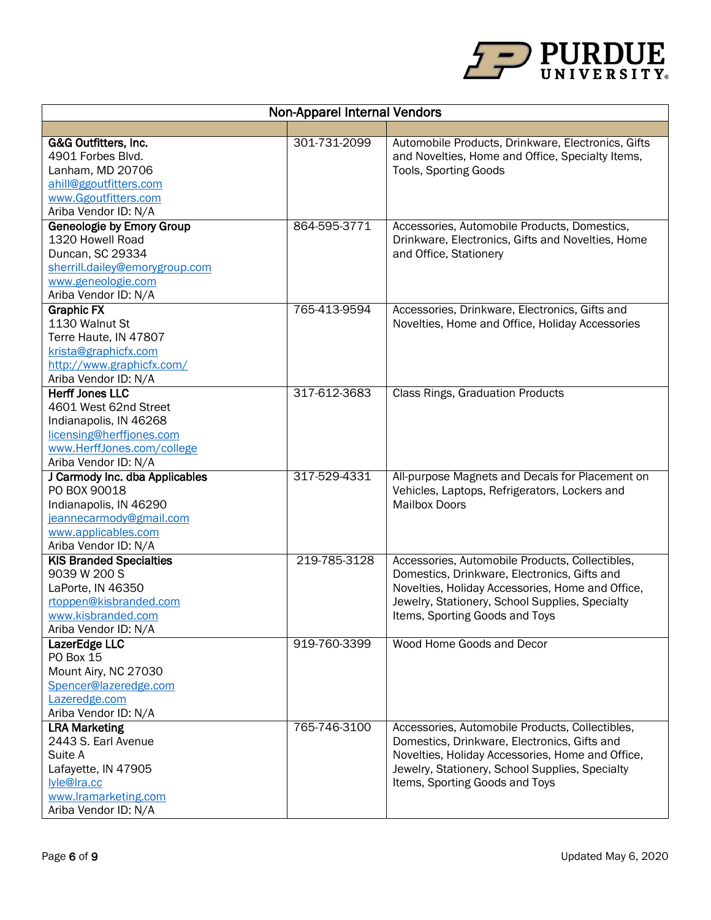| Non-Apparel Internal Vendors | | |
|---|---|---|
| | | |
| **G&G Outfitters, Inc.**<br>4901 Forbes Blvd.<br>Lanham, MD 20706<br>ahill@ggoutfitters.com<br>www.Ggoutfitters.com<br>Ariba Vendor ID: N/A | 301-731-2099 | Automobile Products, Drinkware, Electronics, Gifts and Novelties, Home and Office, Specialty Items, Tools, Sporting Goods |
| **Geneologie by Emory Group**<br>1320 Howell Road<br>Duncan, SC 29334<br>sherrill.dailey@emorygroup.com<br>www.geneologie.com<br>Ariba Vendor ID: N/A | 864-595-3771 | Accessories, Automobile Products, Domestics, Drinkware, Electronics, Gifts and Novelties, Home and Office, Stationery |
| **Graphic FX**<br>1130 Walnut St<br>Terre Haute, IN 47807<br>krista@graphicfx.com<br>http://www.graphicfx.com/<br>Ariba Vendor ID: N/A | 765-413-9594 | Accessories, Drinkware, Electronics, Gifts and Novelties, Home and Office, Holiday Accessories |
| **Herff Jones LLC**<br>4601 West 62nd Street<br>Indianapolis, IN 46268<br>licensing@herffjones.com<br>www.HerffJones.com/college<br>Ariba Vendor ID: N/A | 317-612-3683 | Class Rings, Graduation Products |
| **J Carmody Inc. dba Applicables**<br>PO BOX 90018<br>Indianapolis, IN 46290<br>jeannecarmody@gmail.com<br>www.applicables.com<br>Ariba Vendor ID: N/A | 317-529-4331 | All-purpose Magnets and Decals for Placement on Vehicles, Laptops, Refrigerators, Lockers and Mailbox Doors |
| **KIS Branded Specialties**<br>9039 W 200 S<br>LaPorte, IN 46350<br>rtoppen@kisbranded.com<br>www.kisbranded.com<br>Ariba Vendor ID: N/A | 219-785-3128 | Accessories, Automobile Products, Collectibles, Domestics, Drinkware, Electronics, Gifts and Novelties, Holiday Accessories, Home and Office, Jewelry, Stationery, School Supplies, Specialty Items, Sporting Goods and Toys |
| **LazerEdge LLC**<br>PO Box 15<br>Mount Airy, NC 27030<br>Spencer@lazeredge.com<br>Lazeredge.com<br>Ariba Vendor ID: N/A | 919-760-3399 | Wood Home Goods and Decor |
| **LRA Marketing**<br>2443 S. Earl Avenue<br>Suite A<br>Lafayette, IN 47905<br>lyle@lra.cc<br>www.lramarketing.com<br>Ariba Vendor ID: N/A | 765-746-3100 | Accessories, Automobile Products, Collectibles, Domestics, Drinkware, Electronics, Gifts and Novelties, Holiday Accessories, Home and Office, Jewelry, Stationery, School Supplies, Specialty Items, Sporting Goods and Toys |

Updated May 6, 2020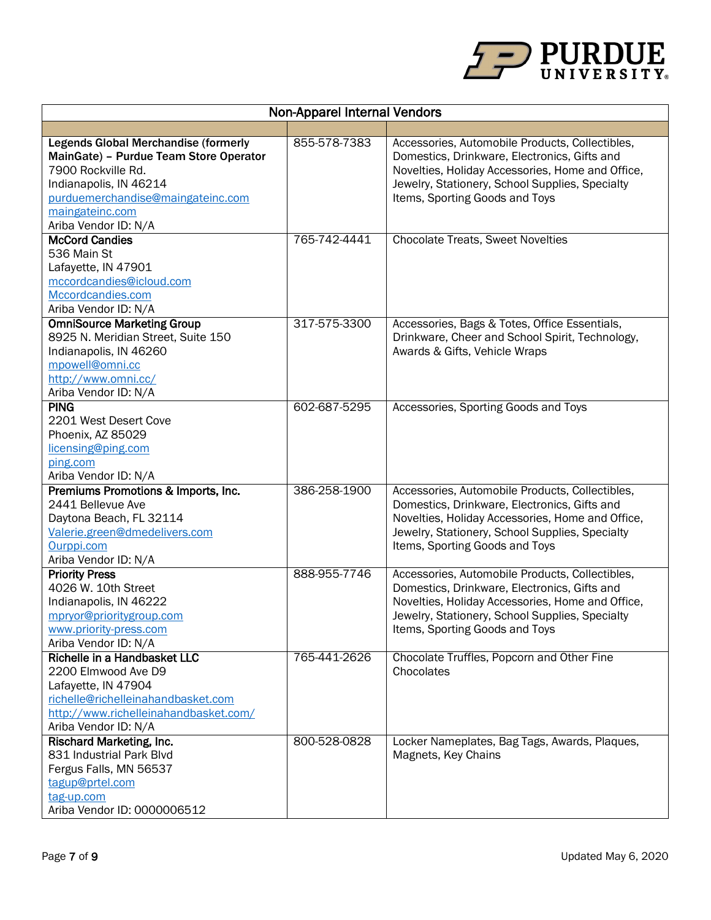| Non-Apparel Internal Vendors | | |
|---|---|---|
| | | |
| **Legends Global Merchandise (formerly MainGate) – Purdue Team Store Operator**<br>7900 Rockville Rd.<br>Indianapolis, IN 46214<br>purduemerchandise@maingateinc.com<br>maingateinc.com<br>Ariba Vendor ID: N/A | 855-578-7383 | Accessories, Automobile Products, Collectibles, Domestics, Drinkware, Electronics, Gifts and Novelties, Holiday Accessories, Home and Office, Jewelry, Stationery, School Supplies, Specialty Items, Sporting Goods and Toys |
| **McCord Candies**<br>536 Main St<br>Lafayette, IN 47901<br>mccordcandies@icloud.com<br>Mccordcandies.com<br>Ariba Vendor ID: N/A | 765-742-4441 | Chocolate Treats, Sweet Novelties |
| **OmniSource Marketing Group**<br>8925 N. Meridian Street, Suite 150<br>Indianapolis, IN 46260<br>mpowell@omni.cc<br>http://www.omni.cc/<br>Ariba Vendor ID: N/A | 317-575-3300 | Accessories, Bags & Totes, Office Essentials, Drinkware, Cheer and School Spirit, Technology, Awards & Gifts, Vehicle Wraps |
| **PING**<br>2201 West Desert Cove<br>Phoenix, AZ 85029<br>licensing@ping.com<br>ping.com<br>Ariba Vendor ID: N/A | 602-687-5295 | Accessories, Sporting Goods and Toys |
| **Premiums Promotions & Imports, Inc.**<br>2441 Bellevue Ave<br>Daytona Beach, FL 32114<br>Valerie.green@dmedelivers.com<br>Ourppi.com<br>Ariba Vendor ID: N/A | 386-258-1900 | Accessories, Automobile Products, Collectibles, Domestics, Drinkware, Electronics, Gifts and Novelties, Holiday Accessories, Home and Office, Jewelry, Stationery, School Supplies, Specialty Items, Sporting Goods and Toys |
| **Priority Press**<br>4026 W. 10th Street<br>Indianapolis, IN 46222<br>mpryor@prioritygroup.com<br>www.priority-press.com<br>Ariba Vendor ID: N/A | 888-955-7746 | Accessories, Automobile Products, Collectibles, Domestics, Drinkware, Electronics, Gifts and Novelties, Holiday Accessories, Home and Office, Jewelry, Stationery, School Supplies, Specialty Items, Sporting Goods and Toys |
| **Richelle in a Handbasket LLC**<br>2200 Elmwood Ave D9<br>Lafayette, IN 47904<br>richelle@richelleinahandbasket.com<br>http://www.richelleinahandbasket.com/<br>Ariba Vendor ID: N/A | 765-441-2626 | Chocolate Truffles, Popcorn and Other Fine Chocolates |
| **Rischard Marketing, Inc.**<br>831 Industrial Park Blvd<br>Fergus Falls, MN 56537<br>tagup@prtel.com<br>tag-up.com<br>Ariba Vendor ID: 0000006512 | 800-528-0828 | Locker Nameplates, Bag Tags, Awards, Plaques, Magnets, Key Chains |

Updated May 6, 2020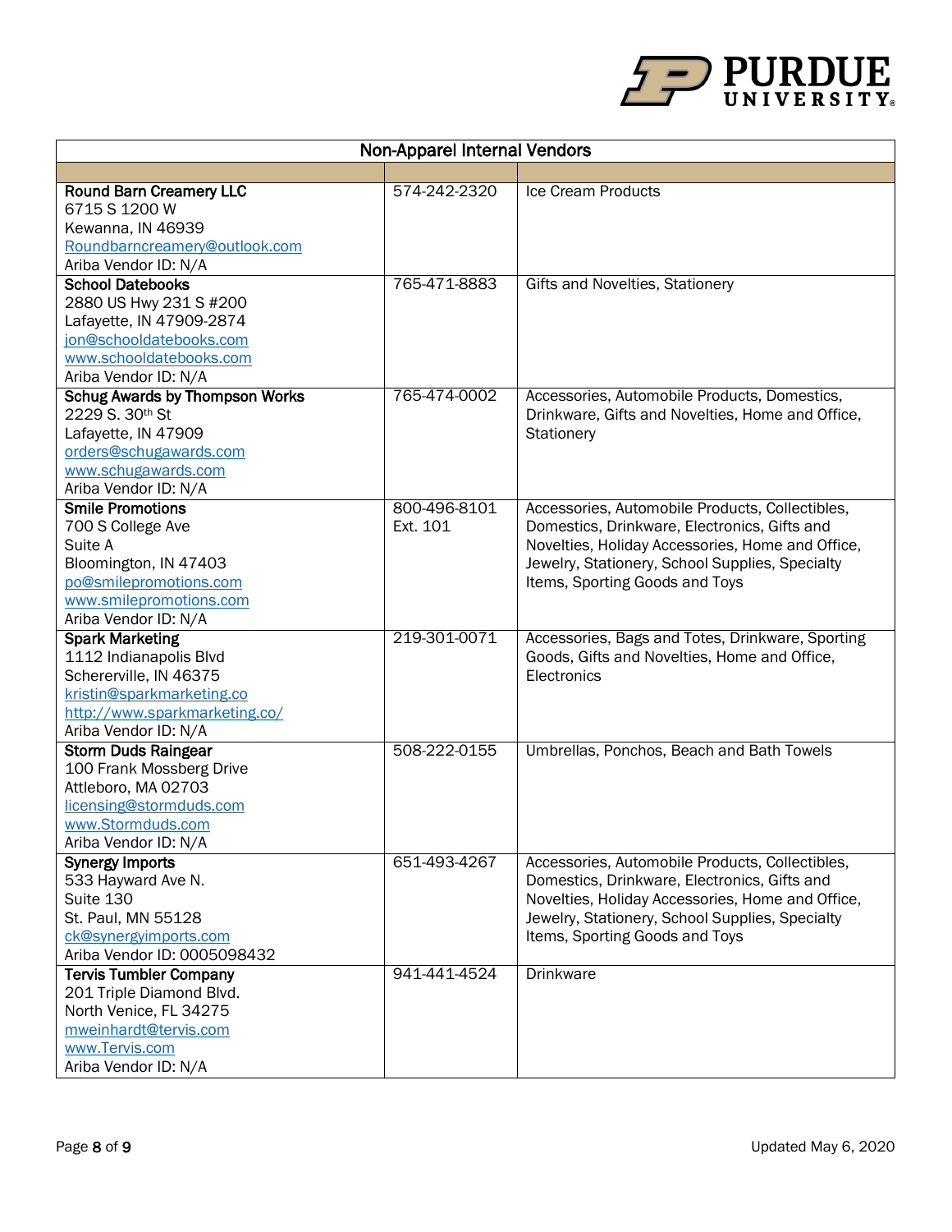| Non-Apparel Internal Vendors | | |
|---|---|---|
| | | |
| **Round Barn Creamery LLC**<br>6715 S 1200 W<br>Kewanna, IN 46939<br>Roundbarncreamery@outlook.com<br>Ariba Vendor ID: N/A | 574-242-2320 | Ice Cream Products |
| **School Datebooks**<br>2880 US Hwy 231 S #200<br>Lafayette, IN 47909-2874<br>jon@schooldatebooks.com<br>www.schooldatebooks.com<br>Ariba Vendor ID: N/A | 765-471-8883 | Gifts and Novelties, Stationery |
| **Schug Awards by Thompson Works**<br>2229 S. 30th St<br>Lafayette, IN 47909<br>orders@schugawards.com<br>www.schugawards.com<br>Ariba Vendor ID: N/A | 765-474-0002 | Accessories, Automobile Products, Domestics, Drinkware, Gifts and Novelties, Home and Office, Stationery |
| **Smile Promotions**<br>700 S College Ave<br>Suite A<br>Bloomington, IN 47403<br>po@smilepromotions.com<br>www.smilepromotions.com<br>Ariba Vendor ID: N/A | 800-496-8101 Ext. 101 | Accessories, Automobile Products, Collectibles, Domestics, Drinkware, Electronics, Gifts and Novelties, Holiday Accessories, Home and Office, Jewelry, Stationery, School Supplies, Specialty Items, Sporting Goods and Toys |
| **Spark Marketing**<br>1112 Indianapolis Blvd<br>Schererville, IN 46375<br>kristin@sparkmarketing.co<br>http://www.sparkmarketing.co/<br>Ariba Vendor ID: N/A | 219-301-0071 | Accessories, Bags and Totes, Drinkware, Sporting Goods, Gifts and Novelties, Home and Office, Electronics |
| **Storm Duds Raingear**<br>100 Frank Mossberg Drive<br>Attleboro, MA 02703<br>licensing@stormduds.com<br>www.Stormduds.com<br>Ariba Vendor ID: N/A | 508-222-0155 | Umbrellas, Ponchos, Beach and Bath Towels |
| **Synergy Imports**<br>533 Hayward Ave N.<br>Suite 130<br>St. Paul, MN 55128<br>ck@synergyimports.com<br>Ariba Vendor ID: 0005098432 | 651-493-4267 | Accessories, Automobile Products, Collectibles, Domestics, Drinkware, Electronics, Gifts and Novelties, Holiday Accessories, Home and Office, Jewelry, Stationery, School Supplies, Specialty Items, Sporting Goods and Toys |
| **Tervis Tumbler Company**<br>201 Triple Diamond Blvd.<br>North Venice, FL 34275<br>mweinhardt@tervis.com<br>www.Tervis.com<br>Ariba Vendor ID: N/A | 941-441-4524 | Drinkware |

Updated May 6, 2020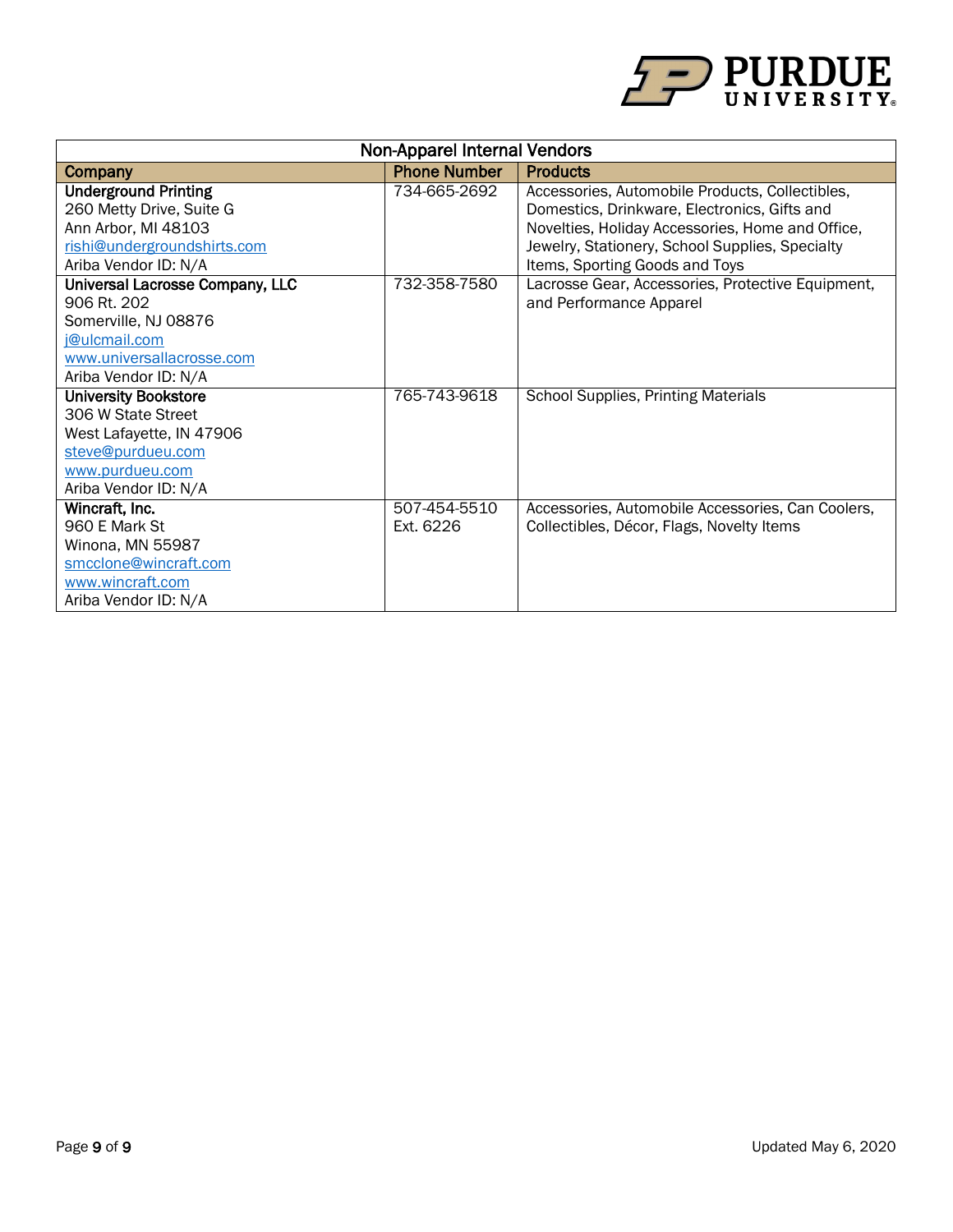| Non-Apparel Internal Vendors | | |
|---|---|---|
| **Company** | **Phone Number** | **Products** |
| **Underground Printing**<br>260 Metty Drive, Suite G<br>Ann Arbor, MI 48103<br>rishi@undergroundshirts.com<br>Ariba Vendor ID: N/A | 734-665-2692 | Accessories, Automobile Products, Collectibles, Domestics, Drinkware, Electronics, Gifts and Novelties, Holiday Accessories, Home and Office, Jewelry, Stationery, School Supplies, Specialty Items, Sporting Goods and Toys |
| **Universal Lacrosse Company, LLC**<br>906 Rt. 202<br>Somerville, NJ 08876<br>j@ulcmail.com<br>www.universallacrosse.com<br>Ariba Vendor ID: N/A | 732-358-7580 | Lacrosse Gear, Accessories, Protective Equipment, and Performance Apparel |
| **University Bookstore**<br>306 W State Street<br>West Lafayette, IN 47906<br>steve@purdueu.com<br>www.purdueu.com<br>Ariba Vendor ID: N/A | 765-743-9618 | School Supplies, Printing Materials |
| **Wincraft, Inc.**<br>960 E Mark St<br>Winona, MN 55987<br>smcclone@wincraft.com<br>www.wincraft.com<br>Ariba Vendor ID: N/A | 507-454-5510<br>Ext. 6226 | Accessories, Automobile Accessories, Can Coolers, Collectibles, Décor, Flags, Novelty Items |

Updated May 6, 2020